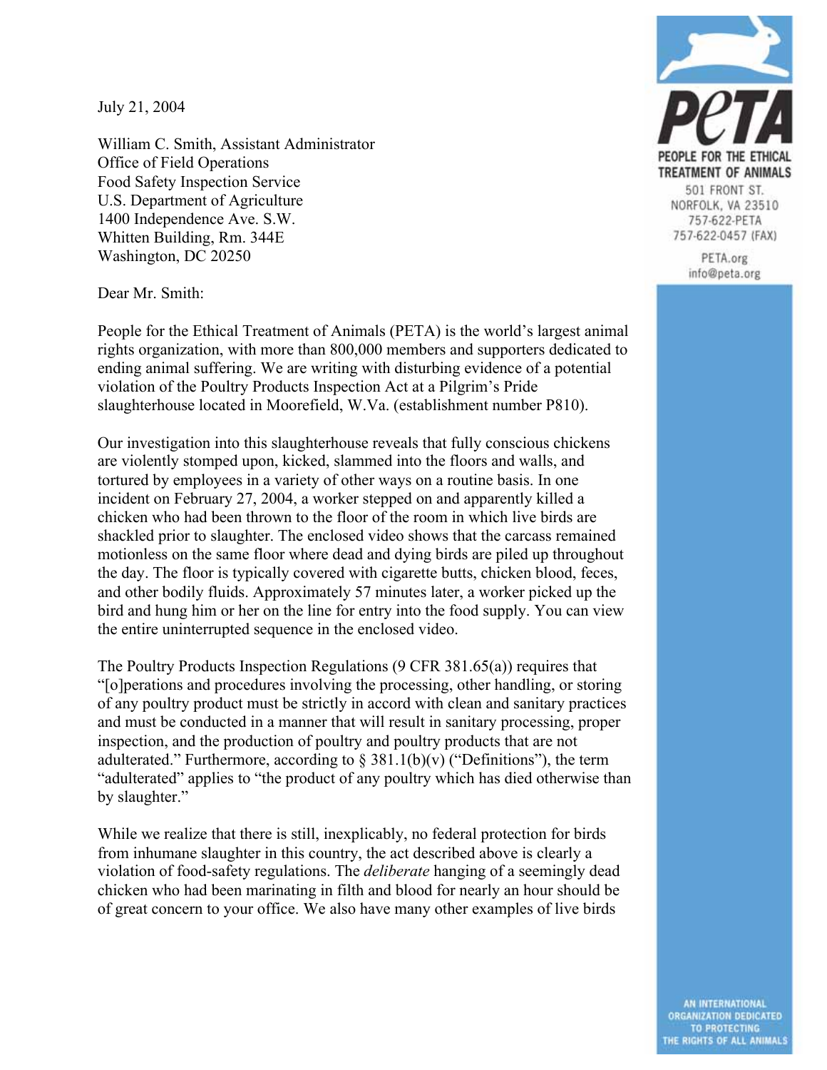July 21, 2004

William C. Smith, Assistant Administrator
Office of Field Operations
Food Safety Inspection Service
U.S. Department of Agriculture
1400 Independence Ave. S.W.
Whitten Building, Rm. 344E
Washington, DC 20250

PETA
PEOPLE FOR THE ETHICAL TREATMENT OF ANIMALS
501 FRONT ST.
NORFOLK, VA 23510
757-622-PETA
757-622-0457 (FAX)
PETA.org
info@peta.org

Dear Mr. Smith:

People for the Ethical Treatment of Animals (PETA) is the world's largest animal rights organization, with more than 800,000 members and supporters dedicated to ending animal suffering. We are writing with disturbing evidence of a potential violation of the Poultry Products Inspection Act at a Pilgrim's Pride slaughterhouse located in Moorefield, W.Va. (establishment number P810).

Our investigation into this slaughterhouse reveals that fully conscious chickens are violently stomped upon, kicked, slammed into the floors and walls, and tortured by employees in a variety of other ways on a routine basis. In one incident on February 27, 2004, a worker stepped on and apparently killed a chicken who had been thrown to the floor of the room in which live birds are shackled prior to slaughter. The enclosed video shows that the carcass remained motionless on the same floor where dead and dying birds are piled up throughout the day. The floor is typically covered with cigarette butts, chicken blood, feces, and other bodily fluids. Approximately 57 minutes later, a worker picked up the bird and hung him or her on the line for entry into the food supply. You can view the entire uninterrupted sequence in the enclosed video.

The Poultry Products Inspection Regulations (9 CFR 381.65(a)) requires that "[o]perations and procedures involving the processing, other handling, or storing of any poultry product must be strictly in accord with clean and sanitary practices and must be conducted in a manner that will result in sanitary processing, proper inspection, and the production of poultry and poultry products that are not adulterated." Furthermore, according to § 381.1(b)(v) ("Definitions"), the term "adulterated" applies to "the product of any poultry which has died otherwise than by slaughter."

While we realize that there is still, inexplicably, no federal protection for birds from inhumane slaughter in this country, the act described above is clearly a violation of food-safety regulations. The *deliberate* hanging of a seemingly dead chicken who had been marinating in filth and blood for nearly an hour should be of great concern to your office. We also have many other examples of live birds

AN INTERNATIONAL ORGANIZATION DEDICATED TO PROTECTING THE RIGHTS OF ALL ANIMALS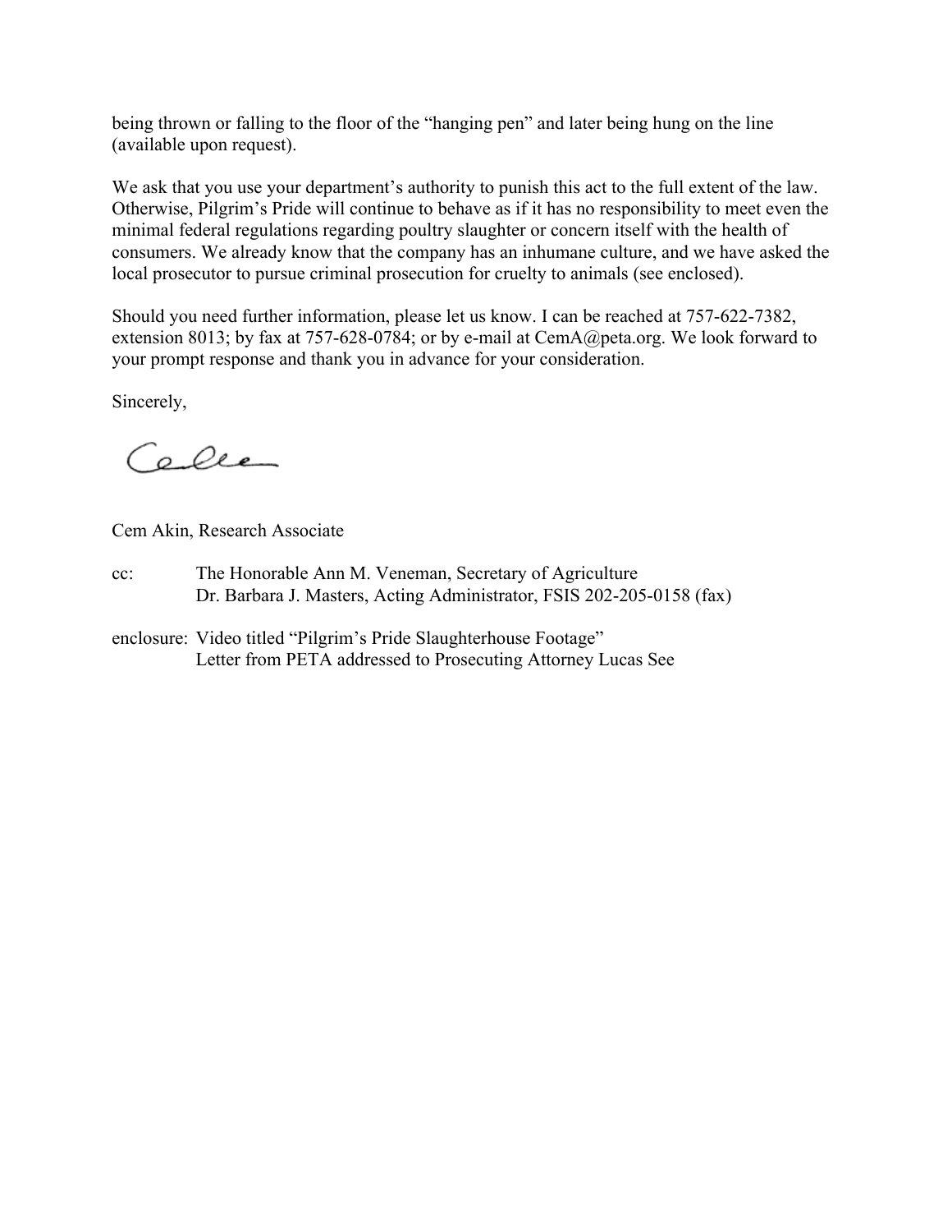being thrown or falling to the floor of the "hanging pen" and later being hung on the line (available upon request).

We ask that you use your department's authority to punish this act to the full extent of the law. Otherwise, Pilgrim's Pride will continue to behave as if it has no responsibility to meet even the minimal federal regulations regarding poultry slaughter or concern itself with the health of consumers. We already know that the company has an inhumane culture, and we have asked the local prosecutor to pursue criminal prosecution for cruelty to animals (see enclosed).

Should you need further information, please let us know. I can be reached at 757-622-7382, extension 8013; by fax at 757-628-0784; or by e-mail at CemA@peta.org. We look forward to your prompt response and thank you in advance for your consideration.

Sincerely,

Cem Akin, Research Associate

cc: The Honorable Ann M. Veneman, Secretary of Agriculture
Dr. Barbara J. Masters, Acting Administrator, FSIS 202-205-0158 (fax)

enclosure: Video titled "Pilgrim's Pride Slaughterhouse Footage"
Letter from PETA addressed to Prosecuting Attorney Lucas See